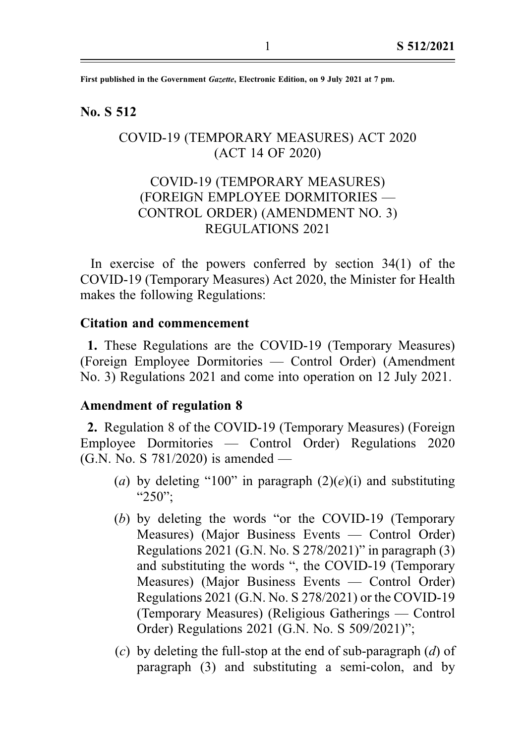First published in the Government *Gazette*, Electronic Edition, on 9 July 2021 at 7 pm.

**No. S 512**

COVID-19 (TEMPORARY MEASURES) ACT 2020
(ACT 14 OF 2020)

COVID-19 (TEMPORARY MEASURES)
(FOREIGN EMPLOYEE DORMITORIES —
CONTROL ORDER) (AMENDMENT NO. 3)
REGULATIONS 2021

In exercise of the powers conferred by section 34(1) of the COVID-19 (Temporary Measures) Act 2020, the Minister for Health makes the following Regulations:

**Citation and commencement**

**1.** These Regulations are the COVID-19 (Temporary Measures) (Foreign Employee Dormitories — Control Order) (Amendment No. 3) Regulations 2021 and come into operation on 12 July 2021.

**Amendment of regulation 8**

**2.** Regulation 8 of the COVID-19 (Temporary Measures) (Foreign Employee Dormitories — Control Order) Regulations 2020 (G.N. No. S 781/2020) is amended —

(*a*) by deleting "100" in paragraph (2)(*e*)(i) and substituting "250";

(*b*) by deleting the words "or the COVID-19 (Temporary Measures) (Major Business Events — Control Order) Regulations 2021 (G.N. No. S 278/2021)" in paragraph (3) and substituting the words ", the COVID-19 (Temporary Measures) (Major Business Events — Control Order) Regulations 2021 (G.N. No. S 278/2021) or the COVID-19 (Temporary Measures) (Religious Gatherings — Control Order) Regulations 2021 (G.N. No. S 509/2021)";

(*c*) by deleting the full-stop at the end of sub-paragraph (*d*) of paragraph (3) and substituting a semi-colon, and by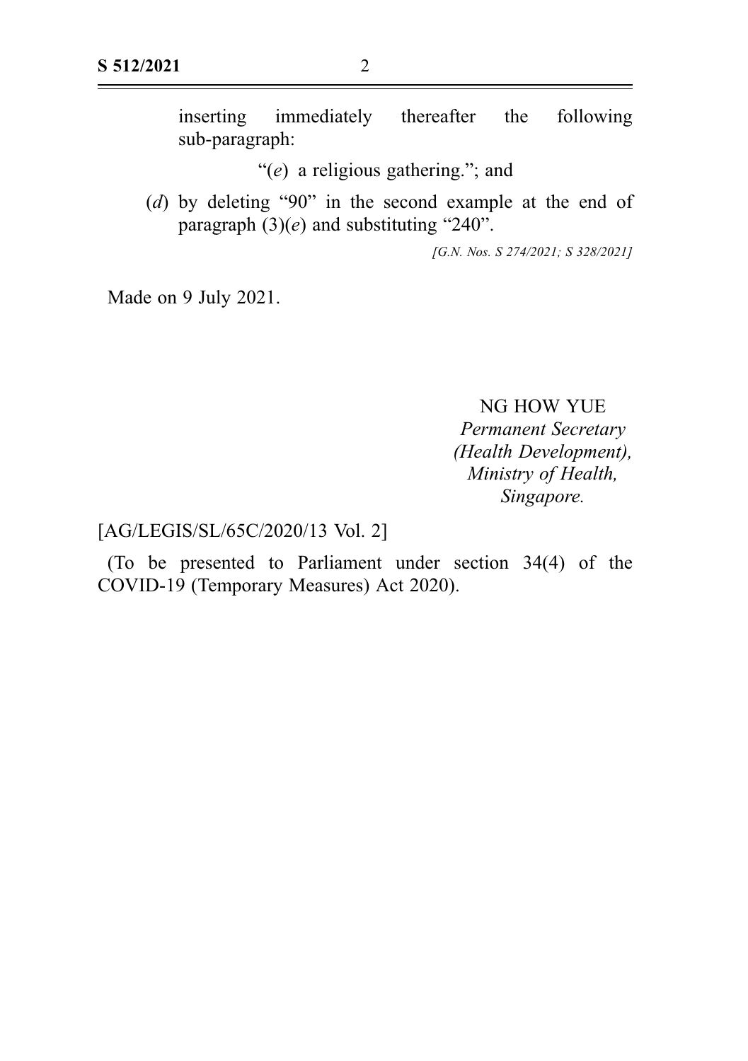inserting immediately thereafter the following sub-paragraph:

“(*e*) a religious gathering.”; and

(*d*) by deleting “90” in the second example at the end of paragraph (3)(*e*) and substituting “240”.

*[G.N. Nos. S 274/2021; S 328/2021]*

Made on 9 July 2021.

NG HOW YUE
*Permanent Secretary (Health Development), Ministry of Health, Singapore.*

[AG/LEGIS/SL/65C/2020/13 Vol. 2]

(To be presented to Parliament under section 34(4) of the COVID-19 (Temporary Measures) Act 2020).